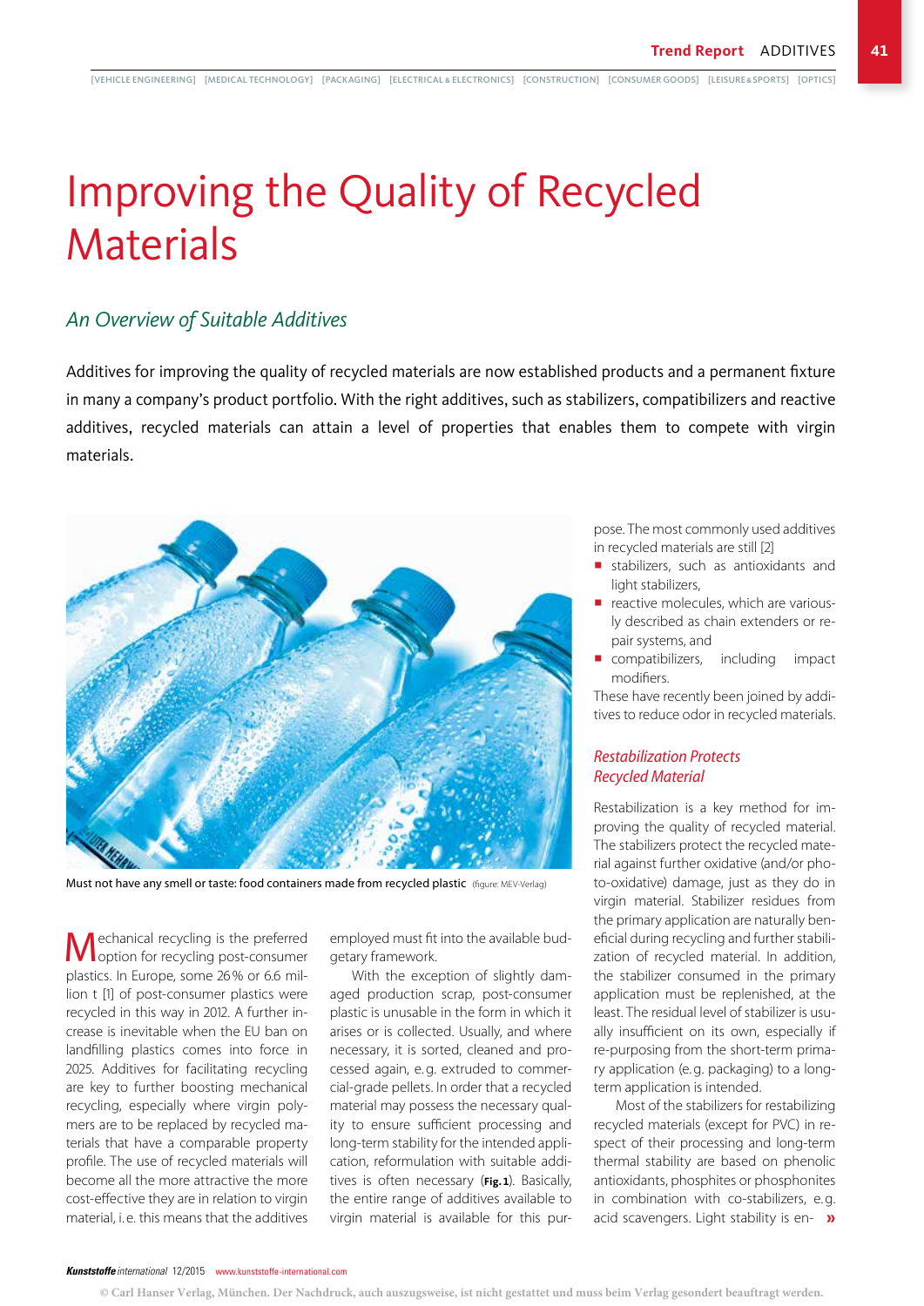# Improving the Quality of Recycled Materials

## *An Overview of Suitable Additives*

Additives for improving the quality of recycled materials are now established products and a permanent fixture in many a company's product portfolio. With the right additives, such as stabilizers, compatibilizers and reactive additives, recycled materials can attain a level of properties that enables them to compete with virgin materials.

Must not have any smell or taste: food containers made from recycled plastic (figure: MEV-Verlag)

Mechanical recycling is the preferred option for recycling post-consumer plastics. In Europe, some 26 % or 6.6 million t [1] of post-consumer plastics were recycled in this way in 2012. A further increase is inevitable when the EU ban on landfilling plastics comes into force in 2025. Additives for facilitating recycling are key to further boosting mechanical recycling, especially where virgin polymers are to be replaced by recycled materials that have a comparable property profile. The use of recycled materials will become all the more attractive the more cost-effective they are in relation to virgin material, i. e. this means that the additives employed must fit into the available budgetary framework.

With the exception of slightly damaged production scrap, post-consumer plastic is unusable in the form in which it arises or is collected. Usually, and where necessary, it is sorted, cleaned and processed again, e. g. extruded to commercial-grade pellets. In order that a recycled material may possess the necessary quality to ensure sufficient processing and long-term stability for the intended application, reformulation with suitable additives is often necessary (**Fig. 1**). Basically, the entire range of additives available to virgin material is available for this purpose. The most commonly used additives in recycled materials are still [2]

- stabilizers, such as antioxidants and light stabilizers,
- reactive molecules, which are variously described as chain extenders or repair systems, and
- compatibilizers, including impact modifiers.

These have recently been joined by additives to reduce odor in recycled materials.

### *Restabilization Protects Recycled Material*

Restabilization is a key method for improving the quality of recycled material. The stabilizers protect the recycled material against further oxidative (and/or photo-oxidative) damage, just as they do in virgin material. Stabilizer residues from the primary application are naturally beneficial during recycling and further stabilization of recycled material. In addition, the stabilizer consumed in the primary application must be replenished, at the least. The residual level of stabilizer is usually insufficient on its own, especially if re-purposing from the short-term primary application (e. g. packaging) to a long-term application is intended.

Most of the stabilizers for restabilizing recycled materials (except for PVC) in respect of their processing and long-term thermal stability are based on phenolic antioxidants, phosphites or phosphonites in combination with co-stabilizers, e. g. acid scavengers. Light stability is en- »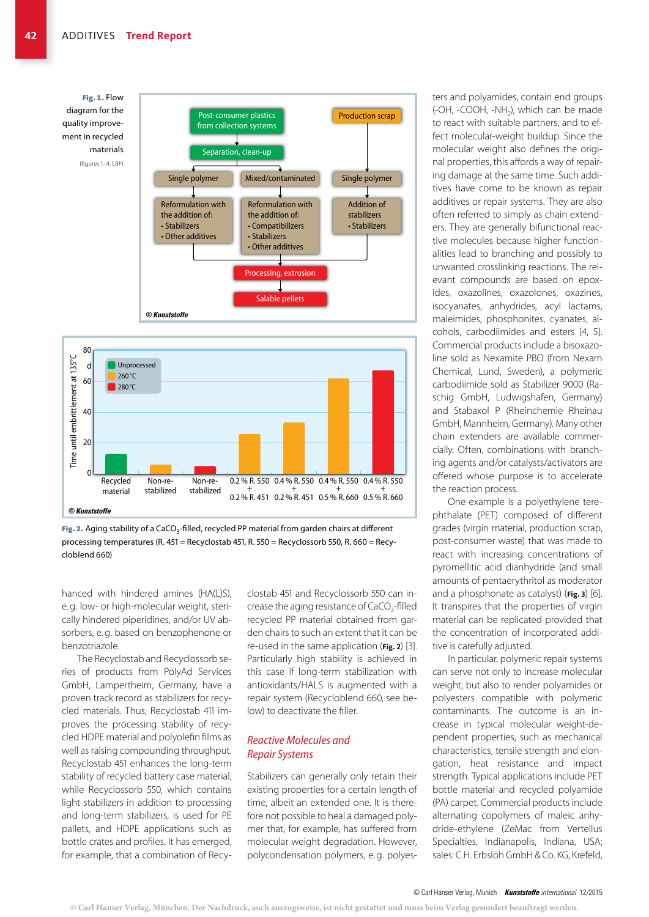**Fig. 1.** Flow diagram for the quality improvement in recycled materials

(figures 1–4: LBF)

Post-consumer plastics from collection systems

Production scrap

Separation, clean-up

Single polymer

Mixed/contaminated

Single polymer

Reformulation with the addition of:
• Stabilizers
• Other additives

Reformulation with the addition of:
• Compatibilizers
• Stabilizers
• Other additives

Addition of stabilizers
• Stabilizers

Processing, extrusion

Salable pellets

© Kunststoffe

Time until embrittlement at 135 °C

d

80
60
40
20
0

Unprocessed
260 °C
280 °C

Recycled material

Non-re-stabilized

Non-re-stabilized

0.2 % R. 550 + 0.2 % R. 451

0.4 % R. 550 + 0.2 % R. 451

0.4 % R. 550 + 0.5 % R. 660

0.4 % R. 550 + 0.5 % R. 660

© Kunststoffe

**Fig. 2.** Aging stability of a $CaCO_3$-filled, recycled PP material from garden chairs at different processing temperatures (R. 451 = Recyclostab 451, R. 550 = Recyclossorb 550, R. 660 = Recycloblend 660)

hanced with hindered amines (HA(L)S), e.g. low- or high-molecular weight, sterically hindered piperidines, and/or UV absorbers, e.g. based on benzophenone or benzotriazole.

The Recyclostab and Recyclossorb series of products from PolyAd Services GmbH, Lampertheim, Germany, have a proven track record as stabilizers for recycled materials. Thus, Recyclostab 411 improves the processing stability of recycled HDPE material and polyolefin films as well as raising compounding throughput. Recyclostab 451 enhances the long-term stability of recycled battery case material, while Recyclossorb 550, which contains light stabilizers in addition to processing and long-term stabilizers, is used for PE pallets, and HDPE applications such as bottle crates and profiles. It has emerged, for example, that a combination of Recyclostab 451 and Recyclossorb 550 can increase the aging resistance of $CaCO_3$-filled recycled PP material obtained from garden chairs to such an extent that it can be re-used in the same application (**Fig. 2**) [3]. Particularly high stability is achieved in this case if long-term stabilization with antioxidants/HALS is augmented with a repair system (Recycloblend 660, see below) to deactivate the filler.

## *Reactive Molecules and Repair Systems*

Stabilizers can generally only retain their existing properties for a certain length of time, albeit an extended one. It is therefore not possible to heal a damaged polymer that, for example, has suffered from molecular weight degradation. However, polycondensation polymers, e.g. polyesters and polyamides, contain end groups (-OH, -COOH, -$NH_2$), which can be made to react with suitable partners, and to effect molecular-weight buildup. Since the molecular weight also defines the original properties, this affords a way of repairing damage at the same time. Such additives have come to be known as repair additives or repair systems. They are also often referred to simply as chain extenders. They are generally bifunctional reactive molecules because higher functionalities lead to branching and possibly to unwanted crosslinking reactions. The relevant compounds are based on epoxides, oxazolines, oxazolones, oxazines, isocyanates, anhydrides, acyl lactams, maleimides, phosphonites, cyanates, alcohols, carbodiimides and esters [4, 5]. Commercial products include a bisoxazoline sold as Nexamite PBO (from Nexam Chemical, Lund, Sweden), a polymeric carbodiimide sold as Stabilizer 9000 (Raschig GmbH, Ludwigshafen, Germany) and Stabaxol P (Rheinchemie Rheinau GmbH, Mannheim, Germany). Many other chain extenders are available commercially. Often, combinations with branching agents and/or catalysts/activators are offered whose purpose is to accelerate the reaction process.

One example is a polyethylene terephthalate (PET) composed of different grades (virgin material, production scrap, post-consumer waste) that was made to react with increasing concentrations of pyromellitic acid dianhydride (and small amounts of pentaerythritol as moderator and a phosphonate as catalyst) (**Fig. 3**) [6]. It transpires that the properties of virgin material can be replicated provided that the concentration of incorporated additive is carefully adjusted.

In particular, polymeric repair systems can serve not only to increase molecular weight, but also to render polyamides or polyesters compatible with polymeric contaminants. The outcome is an increase in typical molecular weight-dependent properties, such as mechanical characteristics, tensile strength and elongation, heat resistance and impact strength. Typical applications include PET bottle material and recycled polyamide (PA) carpet. Commercial products include alternating copolymers of maleic anhydride-ethylene (ZeMac from Vertellus Specialties, Indianapolis, Indiana, USA; sales: C.H. Erbslöh GmbH & Co. KG, Krefeld,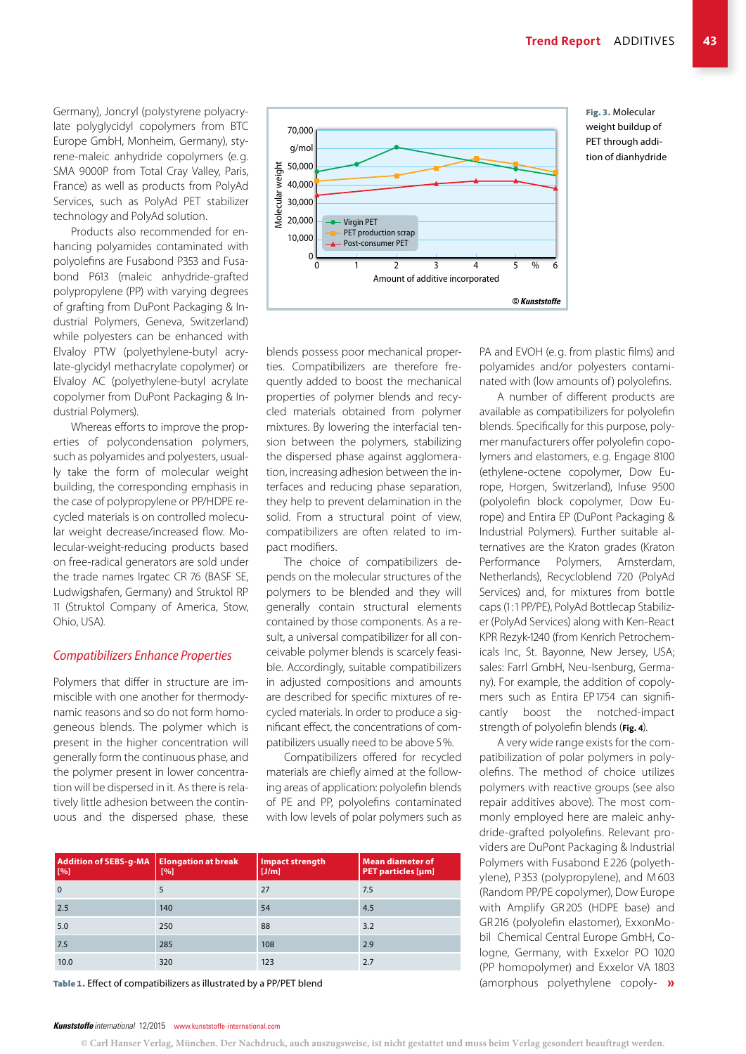Germany), Joncryl (polystyrene polyacrylate polyglycidyl copolymers from BTC Europe GmbH, Monheim, Germany), styrene-maleic anhydride copolymers (e.g. SMA 9000P from Total Cray Valley, Paris, France) as well as products from PolyAd Services, such as PolyAd PET stabilizer technology and PolyAd solution.

Products also recommended for enhancing polyamides contaminated with polyolefins are Fusabond P353 and Fusabond P613 (maleic anhydride-grafted polypropylene (PP) with varying degrees of grafting from DuPont Packaging & Industrial Polymers, Geneva, Switzerland) while polyesters can be enhanced with Elvaloy PTW (polyethylene-butyl acrylate-glycidyl methacrylate copolymer) or Elvaloy AC (polyethylene-butyl acrylate copolymer from DuPont Packaging & Industrial Polymers).

Whereas efforts to improve the properties of polycondensation polymers, such as polyamides and polyesters, usually take the form of molecular weight building, the corresponding emphasis in the case of polypropylene or PP/HDPE recycled materials is on controlled molecular weight decrease/increased flow. Molecular-weight-reducing products based on free-radical generators are sold under the trade names Irgatec CR 76 (BASF SE, Ludwigshafen, Germany) and Struktol RP 11 (Struktol Company of America, Stow, Ohio, USA).

## *Compatibilizers Enhance Properties*

Polymers that differ in structure are immiscible with one another for thermodynamic reasons and so do not form homogeneous blends. The polymer which is present in the higher concentration will generally form the continuous phase, and the polymer present in lower concentration will be dispersed in it. As there is relatively little adhesion between the continuous and the dispersed phase, these blends possess poor mechanical properties. Compatibilizers are therefore frequently added to boost the mechanical properties of polymer blends and recycled materials obtained from polymer mixtures. By lowering the interfacial tension between the polymers, stabilizing the dispersed phase against agglomeration, increasing adhesion between the interfaces and reducing phase separation, they help to prevent delamination in the solid. From a structural point of view, compatibilizers are often related to impact modifiers.

The choice of compatibilizers depends on the molecular structures of the polymers to be blended and they will generally contain structural elements contained by those components. As a result, a universal compatibilizer for all conceivable polymer blends is scarcely feasible. Accordingly, suitable compatibilizers in adjusted compositions and amounts are described for specific mixtures of recycled materials. In order to produce a significant effect, the concentrations of compatibilizers usually need to be above 5 %.

Compatibilizers offered for recycled materials are chiefly aimed at the following areas of application: polyolefin blends of PE and PP, polyolefins contaminated with low levels of polar polymers such as PA and EVOH (e.g. from plastic films) and polyamides and/or polyesters contaminated with (low amounts of) polyolefins.

A number of different products are available as compatibilizers for polyolefin blends. Specifically for this purpose, polymer manufacturers offer polyolefin copolymers and elastomers, e.g. Engage 8100 (ethylene-octene copolymer, Dow Europe, Horgen, Switzerland), Infuse 9500 (polyolefin block copolymer, Dow Europe) and Entira EP (DuPont Packaging & Industrial Polymers). Further suitable alternatives are the Kraton grades (Kraton Performance Polymers, Amsterdam, Netherlands), Recycloblend 720 (PolyAd Services) and, for mixtures from bottle caps (1:1 PP/PE), PolyAd Bottlecap Stabilizer (PolyAd Services) along with Ken-React KPR Rezyk-1240 (from Kenrich Petrochemicals Inc, St. Bayonne, New Jersey, USA; sales: Farrl GmbH, Neu-Isenburg, Germany). For example, the addition of copolymers such as Entira EP 1754 can significantly boost the notched-impact strength of polyolefin blends (**Fig. 4**).

A very wide range exists for the compatibilization of polar polymers in polyolefins. The method of choice utilizes polymers with reactive groups (see also repair additives above). The most commonly employed here are maleic anhydride-grafted polyolefins. Relevant providers are DuPont Packaging & Industrial Polymers with Fusabond E 226 (polyethylene), P 353 (polypropylene), and M 603 (Random PP/PE copolymer), Dow Europe with Amplify GR 205 (HDPE base) and GR 216 (polyolefin elastomer), ExxonMobil Chemical Central Europe GmbH, Cologne, Germany, with Exxelor PO 1020 (PP homopolymer) and Exxelor VA 1803 (amorphous polyethylene copoly- »

Molecular weight
70,000
g/mol
50,000
40,000
30,000
20,000
10,000
0
0 1 2 3 4 5 % 6
Amount of additive incorporated
Virgin PET
PET production scrap
Post-consumer PET
© Kunststoffe

**Fig. 3.** Molecular weight buildup of PET through addition of dianhydride

| Addition of SEBS-g-MA [%] | Elongation at break [%] | Impact strength [J/m] | Mean diameter of PET particles [µm] |
|---|---|---|---|
| 0 | 5 | 27 | 7.5 |
| 2.5 | 140 | 54 | 4.5 |
| 5.0 | 250 | 88 | 3.2 |
| 7.5 | 285 | 108 | 2.9 |
| 10.0 | 320 | 123 | 2.7 |

**Table 1.** Effect of compatibilizers as illustrated by a PP/PET blend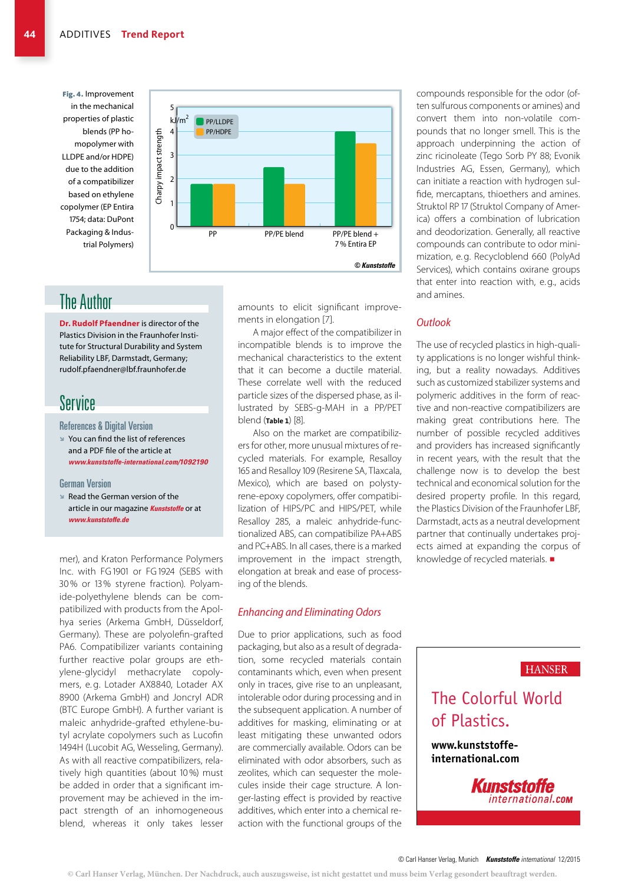Fig. 4. Improvement in the mechanical properties of plastic blends (PP homopolymer with LLDPE and/or HDPE) due to the addition of a compatibilizer based on ethylene copolymer (EP Entira 1754; data: DuPont Packaging & Industrial Polymers)

Charpy impact strength

kJ/m²

5
4
3
2
1
0

PP/LLDPE
PP/HDPE

PP
PP/PE blend
PP/PE blend + 7 % Entira EP

© Kunststoffe

mer), and Kraton Performance Polymers Inc. with FG1901 or FG1924 (SEBS with 30 % or 13 % styrene fraction). Polyamide-polyethylene blends can be compatibilized with products from the Apolhya series (Arkema GmbH, Düsseldorf, Germany). These are polyolefin-grafted PA6. Compatibilizer variants containing further reactive polar groups are ethylene-glycidyl methacrylate copolymers, e.g. Lotader AX8840, Lotader AX 8900 (Arkema GmbH) and Joncryl ADR (BTC Europe GmbH). A further variant is maleic anhydride-grafted ethylene-butyl acrylate copolymers such as Lucofin 1494H (Lucobit AG, Wesseling, Germany). As with all reactive compatibilizers, relatively high quantities (about 10 %) must be added in order that a significant improvement may be achieved in the impact strength of an inhomogeneous blend, whereas it only takes lesser amounts to elicit significant improvements in elongation [7].

A major effect of the compatibilizer in incompatible blends is to improve the mechanical characteristics to the extent that it can become a ductile material. These correlate well with the reduced particle sizes of the dispersed phase, as illustrated by SEBS-g-MAH in a PP/PET blend (**Table 1**) [8].

Also on the market are compatibilizers for other, more unusual mixtures of recycled materials. For example, Resalloy 165 and Resalloy 109 (Resirene SA, Tlaxcala, Mexico), which are based on polystyrene-epoxy copolymers, offer compatibilization of HIPS/PC and HIPS/PET, while Resalloy 285, a maleic anhydride-functionalized ABS, can compatibilize PA+ABS and PC+ABS. In all cases, there is a marked improvement in the impact strength, elongation at break and ease of processing of the blends.

## *Enhancing and Eliminating Odors*

Due to prior applications, such as food packaging, but also as a result of degradation, some recycled materials contain contaminants which, even when present only in traces, give rise to an unpleasant, intolerable odor during processing and in the subsequent application. A number of additives for masking, eliminating or at least mitigating these unwanted odors are commercially available. Odors can be eliminated with odor absorbers, such as zeolites, which can sequester the molecules inside their cage structure. A longer-lasting effect is provided by reactive additives, which enter into a chemical reaction with the functional groups of the compounds responsible for the odor (often sulfurous components or amines) and convert them into non-volatile compounds that no longer smell. This is the approach underpinning the action of zinc ricinoleate (Tego Sorb PY 88; Evonik Industries AG, Essen, Germany), which can initiate a reaction with hydrogen sulfide, mercaptans, thioethers and amines. Struktol RP 17 (Struktol Company of America) offers a combination of lubrication and deodorization. Generally, all reactive compounds can contribute to odor minimization, e.g. Recycloblend 660 (PolyAd Services), which contains oxirane groups that enter into reaction with, e.g., acids and amines.

## *Outlook*

The use of recycled plastics in high-quality applications is no longer wishful thinking, but a reality nowadays. Additives such as customized stabilizer systems and polymeric additives in the form of reactive and non-reactive compatibilizers are making great contributions here. The number of possible recycled additives and providers has increased significantly in recent years, with the result that the challenge now is to develop the best technical and economical solution for the desired property profile. In this regard, the Plastics Division of the Fraunhofer LBF, Darmstadt, acts as a neutral development partner that continually undertakes projects aimed at expanding the corpus of knowledge of recycled materials. ■

## The Author

**Dr. Rudolf Pfaendner** is director of the Plastics Division in the Fraunhofer Institute for Structural Durability and System Reliability LBF, Darmstadt, Germany; rudolf.pfaendner@lbf.fraunhofer.de

## Service

### References & Digital Version

- You can find the list of references and a PDF file of the article at *www.kunststoffe-international.com/1092190*

### German Version

- Read the German version of the article in our magazine *Kunststoffe* or at *www.kunststoffe.de*

HANSER

The Colorful World of Plastics.

www.kunststoffe-international.com

Kunststoffe international.com